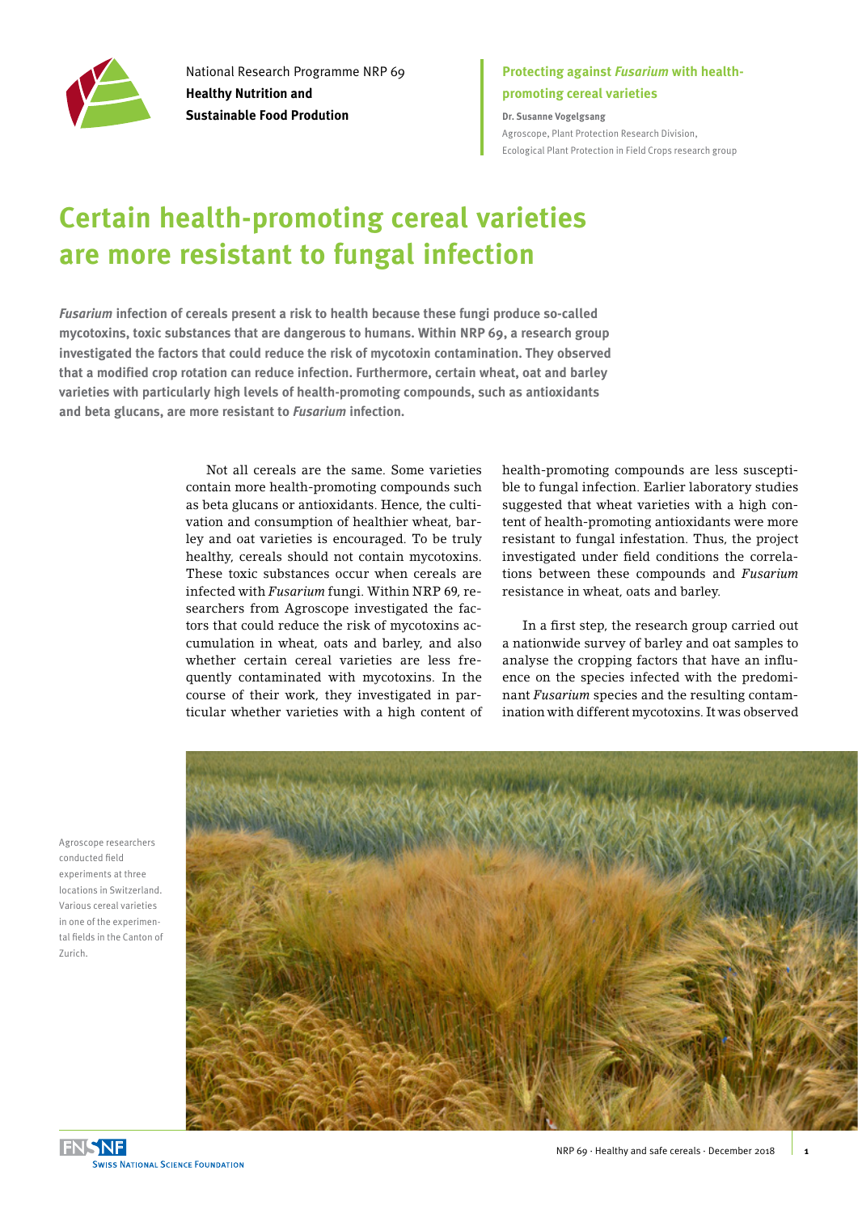National Research Programme NRP 69
**Healthy Nutrition and Sustainable Food Prodution**

**Protecting against *Fusarium* with health-promoting cereal varieties**

**Dr. Susanne Vogelgsang**
Agroscope, Plant Protection Research Division,
Ecological Plant Protection in Field Crops research group

# Certain health-promoting cereal varieties are more resistant to fungal infection

***Fusarium* infection of cereals present a risk to health because these fungi produce so-called mycotoxins, toxic substances that are dangerous to humans. Within NRP 69, a research group investigated the factors that could reduce the risk of mycotoxin contamination. They observed that a modified crop rotation can reduce infection. Furthermore, certain wheat, oat and barley varieties with particularly high levels of health-promoting compounds, such as antioxidants and beta glucans, are more resistant to *Fusarium* infection.**

Not all cereals are the same. Some varieties contain more health-promoting compounds such as beta glucans or antioxidants. Hence, the cultivation and consumption of healthier wheat, barley and oat varieties is encouraged. To be truly healthy, cereals should not contain mycotoxins. These toxic substances occur when cereals are infected with *Fusarium* fungi. Within NRP 69, researchers from Agroscope investigated the factors that could reduce the risk of mycotoxins accumulation in wheat, oats and barley, and also whether certain cereal varieties are less frequently contaminated with mycotoxins. In the course of their work, they investigated in particular whether varieties with a high content of health-promoting compounds are less susceptible to fungal infection. Earlier laboratory studies suggested that wheat varieties with a high content of health-promoting antioxidants were more resistant to fungal infestation. Thus, the project investigated under field conditions the correlations between these compounds and *Fusarium* resistance in wheat, oats and barley.

In a first step, the research group carried out a nationwide survey of barley and oat samples to analyse the cropping factors that have an influence on the species infected with the predominant *Fusarium* species and the resulting contamination with different mycotoxins. It was observed

Agroscope researchers conducted field experiments at three locations in Switzerland. Various cereal varieties in one of the experimental fields in the Canton of Zurich.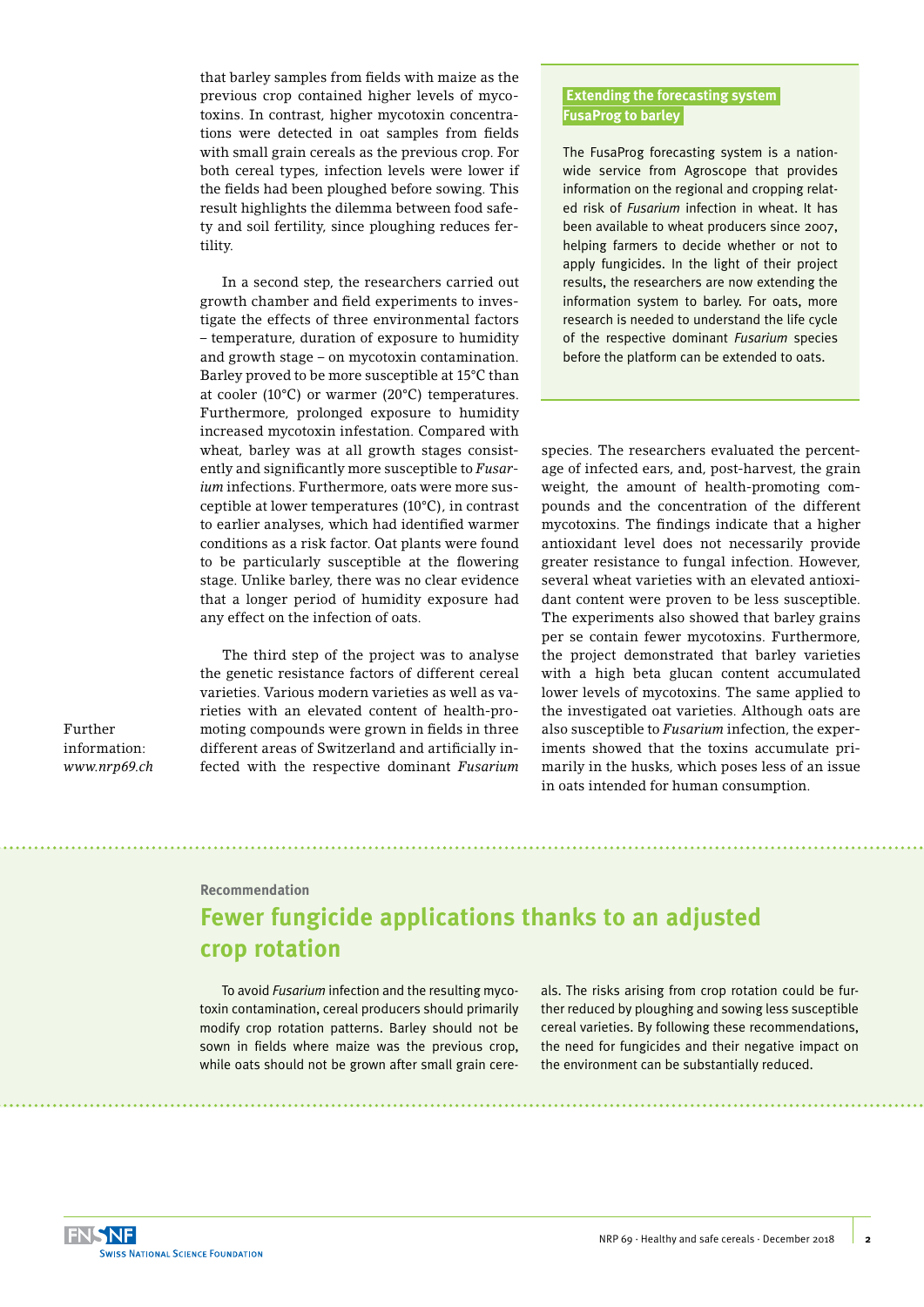that barley samples from fields with maize as the previous crop contained higher levels of mycotoxins. In contrast, higher mycotoxin concentrations were detected in oat samples from fields with small grain cereals as the previous crop. For both cereal types, infection levels were lower if the fields had been ploughed before sowing. This result highlights the dilemma between food safety and soil fertility, since ploughing reduces fertility.

In a second step, the researchers carried out growth chamber and field experiments to investigate the effects of three environmental factors – temperature, duration of exposure to humidity and growth stage – on mycotoxin contamination. Barley proved to be more susceptible at 15°C than at cooler (10°C) or warmer (20°C) temperatures. Furthermore, prolonged exposure to humidity increased mycotoxin infestation. Compared with wheat, barley was at all growth stages consistently and significantly more susceptible to *Fusarium* infections. Furthermore, oats were more susceptible at lower temperatures (10°C), in contrast to earlier analyses, which had identified warmer conditions as a risk factor. Oat plants were found to be particularly susceptible at the flowering stage. Unlike barley, there was no clear evidence that a longer period of humidity exposure had any effect on the infection of oats.

The third step of the project was to analyse the genetic resistance factors of different cereal varieties. Various modern varieties as well as varieties with an elevated content of health-promoting compounds were grown in fields in three different areas of Switzerland and artificially infected with the respective dominant *Fusarium* species. The researchers evaluated the percentage of infected ears, and, post-harvest, the grain weight, the amount of health-promoting compounds and the concentration of the different mycotoxins. The findings indicate that a higher antioxidant level does not necessarily provide greater resistance to fungal infection. However, several wheat varieties with an elevated antioxidant content were proven to be less susceptible. The experiments also showed that barley grains per se contain fewer mycotoxins. Furthermore, the project demonstrated that barley varieties with a high beta glucan content accumulated lower levels of mycotoxins. The same applied to the investigated oat varieties. Although oats are also susceptible to *Fusarium* infection, the experiments showed that the toxins accumulate primarily in the husks, which poses less of an issue in oats intended for human consumption.

Further information: *www.nrp69.ch*

### Extending the forecasting system FusaProg to barley

The FusaProg forecasting system is a nationwide service from Agroscope that provides information on the regional and cropping related risk of *Fusarium* infection in wheat. It has been available to wheat producers since 2007, helping farmers to decide whether or not to apply fungicides. In the light of their project results, the researchers are now extending the information system to barley. For oats, more research is needed to understand the life cycle of the respective dominant *Fusarium* species before the platform can be extended to oats.

Recommendation

## Fewer fungicide applications thanks to an adjusted crop rotation

To avoid *Fusarium* infection and the resulting mycotoxin contamination, cereal producers should primarily modify crop rotation patterns. Barley should not be sown in fields where maize was the previous crop, while oats should not be grown after small grain cereals. The risks arising from crop rotation could be further reduced by ploughing and sowing less susceptible cereal varieties. By following these recommendations, the need for fungicides and their negative impact on the environment can be substantially reduced.